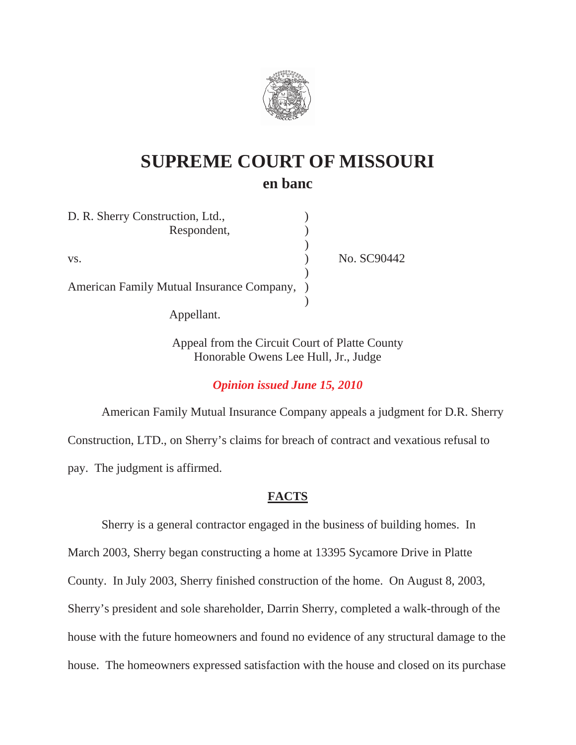# SUPREME COURT OF MISSOURI

## en banc

| | | |
|---|---|---|
| D. R. Sherry Construction, Ltd., Respondent, | ) | |
| vs. | ) | No. SC90442 |
| American Family Mutual Insurance Company, Appellant. | ) | |

Appeal from the Circuit Court of Platte County
Honorable Owens Lee Hull, Jr., Judge

*Opinion issued June 15, 2010*

American Family Mutual Insurance Company appeals a judgment for D.R. Sherry Construction, LTD., on Sherry's claims for breach of contract and vexatious refusal to pay. The judgment is affirmed.

## FACTS

Sherry is a general contractor engaged in the business of building homes. In March 2003, Sherry began constructing a home at 13395 Sycamore Drive in Platte County. In July 2003, Sherry finished construction of the home. On August 8, 2003, Sherry's president and sole shareholder, Darrin Sherry, completed a walk-through of the house with the future homeowners and found no evidence of any structural damage to the house. The homeowners expressed satisfaction with the house and closed on its purchase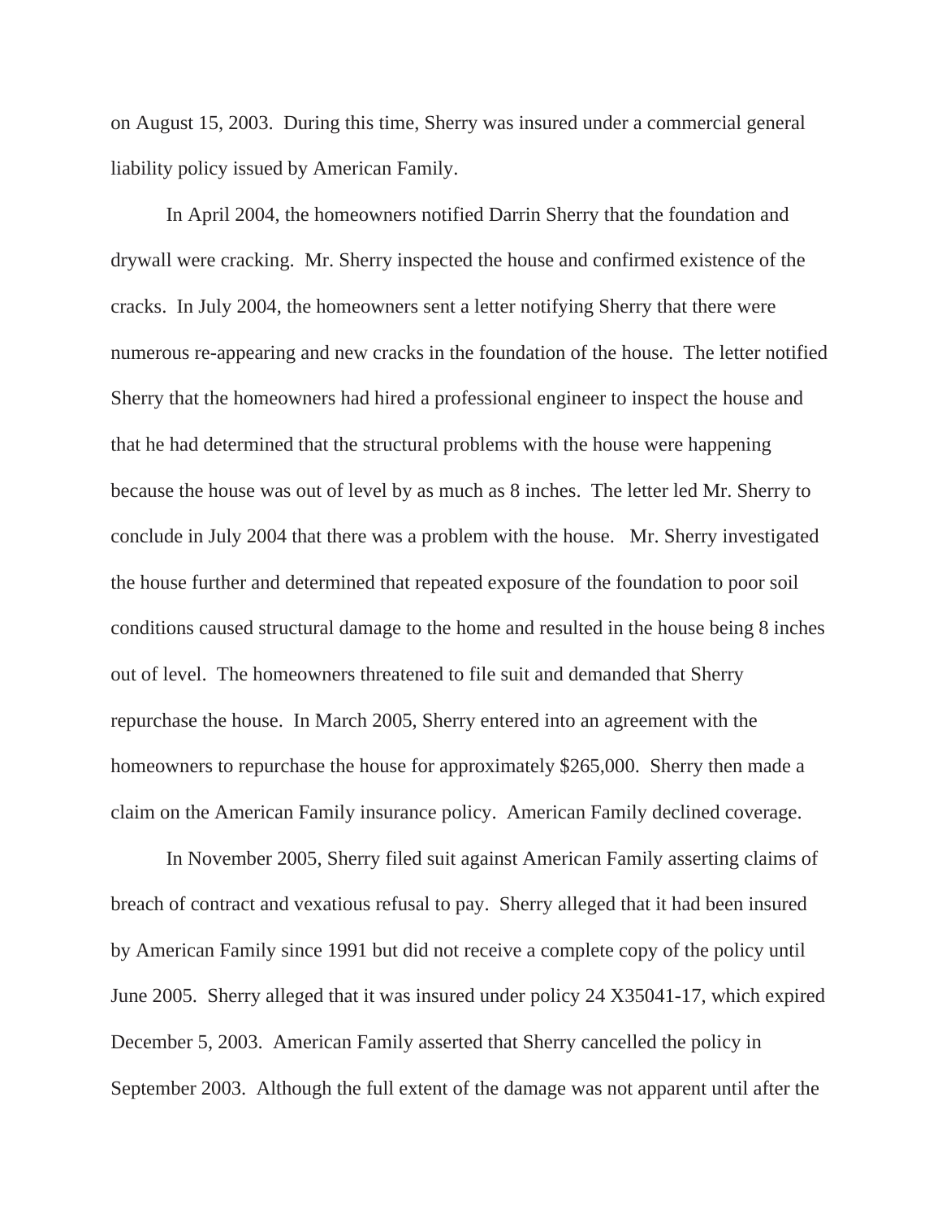on August 15, 2003. During this time, Sherry was insured under a commercial general liability policy issued by American Family.

In April 2004, the homeowners notified Darrin Sherry that the foundation and drywall were cracking. Mr. Sherry inspected the house and confirmed existence of the cracks. In July 2004, the homeowners sent a letter notifying Sherry that there were numerous re-appearing and new cracks in the foundation of the house. The letter notified Sherry that the homeowners had hired a professional engineer to inspect the house and that he had determined that the structural problems with the house were happening because the house was out of level by as much as 8 inches. The letter led Mr. Sherry to conclude in July 2004 that there was a problem with the house. Mr. Sherry investigated the house further and determined that repeated exposure of the foundation to poor soil conditions caused structural damage to the home and resulted in the house being 8 inches out of level. The homeowners threatened to file suit and demanded that Sherry repurchase the house. In March 2005, Sherry entered into an agreement with the homeowners to repurchase the house for approximately $265,000. Sherry then made a claim on the American Family insurance policy. American Family declined coverage.

In November 2005, Sherry filed suit against American Family asserting claims of breach of contract and vexatious refusal to pay. Sherry alleged that it had been insured by American Family since 1991 but did not receive a complete copy of the policy until June 2005. Sherry alleged that it was insured under policy 24 X35041-17, which expired December 5, 2003. American Family asserted that Sherry cancelled the policy in September 2003. Although the full extent of the damage was not apparent until after the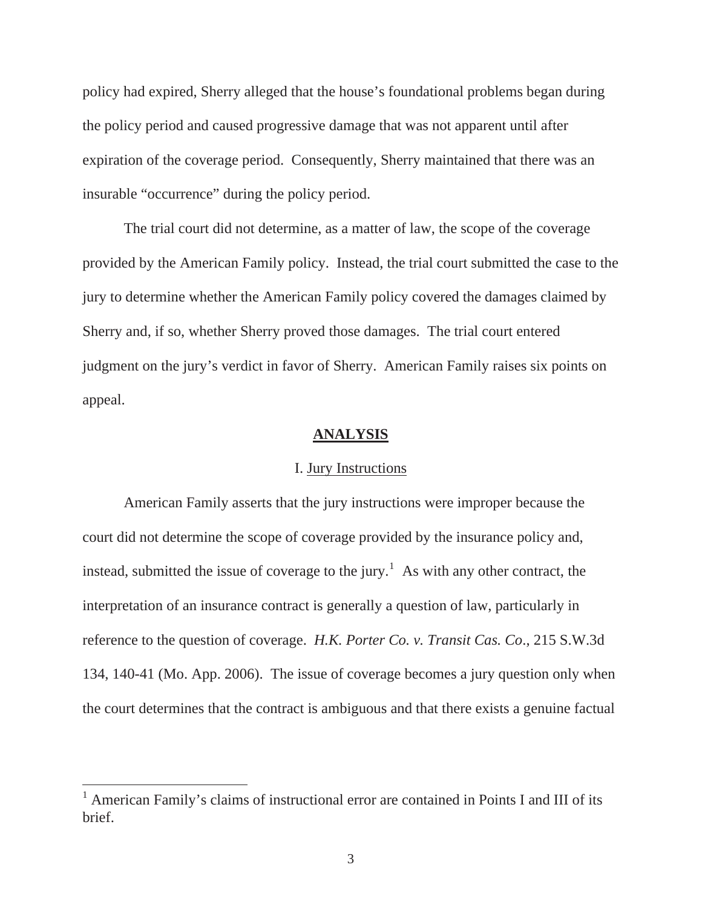policy had expired, Sherry alleged that the house's foundational problems began during the policy period and caused progressive damage that was not apparent until after expiration of the coverage period. Consequently, Sherry maintained that there was an insurable "occurrence" during the policy period.

The trial court did not determine, as a matter of law, the scope of the coverage provided by the American Family policy. Instead, the trial court submitted the case to the jury to determine whether the American Family policy covered the damages claimed by Sherry and, if so, whether Sherry proved those damages. The trial court entered judgment on the jury's verdict in favor of Sherry. American Family raises six points on appeal.

## **ANALYSIS**

### I. Jury Instructions

American Family asserts that the jury instructions were improper because the court did not determine the scope of coverage provided by the insurance policy and, instead, submitted the issue of coverage to the jury.[1] As with any other contract, the interpretation of an insurance contract is generally a question of law, particularly in reference to the question of coverage. *H.K. Porter Co. v. Transit Cas. Co*., 215 S.W.3d 134, 140-41 (Mo. App. 2006). The issue of coverage becomes a jury question only when the court determines that the contract is ambiguous and that there exists a genuine factual

---

[1] American Family's claims of instructional error are contained in Points I and III of its brief.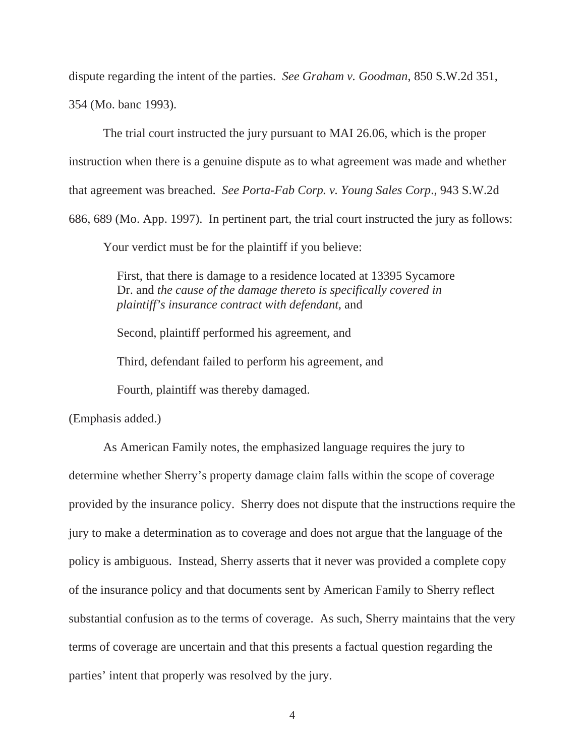dispute regarding the intent of the parties. *See Graham v. Goodman*, 850 S.W.2d 351, 354 (Mo. banc 1993).

The trial court instructed the jury pursuant to MAI 26.06, which is the proper instruction when there is a genuine dispute as to what agreement was made and whether that agreement was breached. *See Porta-Fab Corp. v. Young Sales Corp*., 943 S.W.2d 686, 689 (Mo. App. 1997). In pertinent part, the trial court instructed the jury as follows:

> Your verdict must be for the plaintiff if you believe:
>
> First, that there is damage to a residence located at 13395 Sycamore Dr. and *the cause of the damage thereto is specifically covered in plaintiff's insurance contract with defendant*, and
>
> Second, plaintiff performed his agreement, and
>
> Third, defendant failed to perform his agreement, and
>
> Fourth, plaintiff was thereby damaged.

(Emphasis added.)

As American Family notes, the emphasized language requires the jury to determine whether Sherry's property damage claim falls within the scope of coverage provided by the insurance policy. Sherry does not dispute that the instructions require the jury to make a determination as to coverage and does not argue that the language of the policy is ambiguous. Instead, Sherry asserts that it never was provided a complete copy of the insurance policy and that documents sent by American Family to Sherry reflect substantial confusion as to the terms of coverage. As such, Sherry maintains that the very terms of coverage are uncertain and that this presents a factual question regarding the parties' intent that properly was resolved by the jury.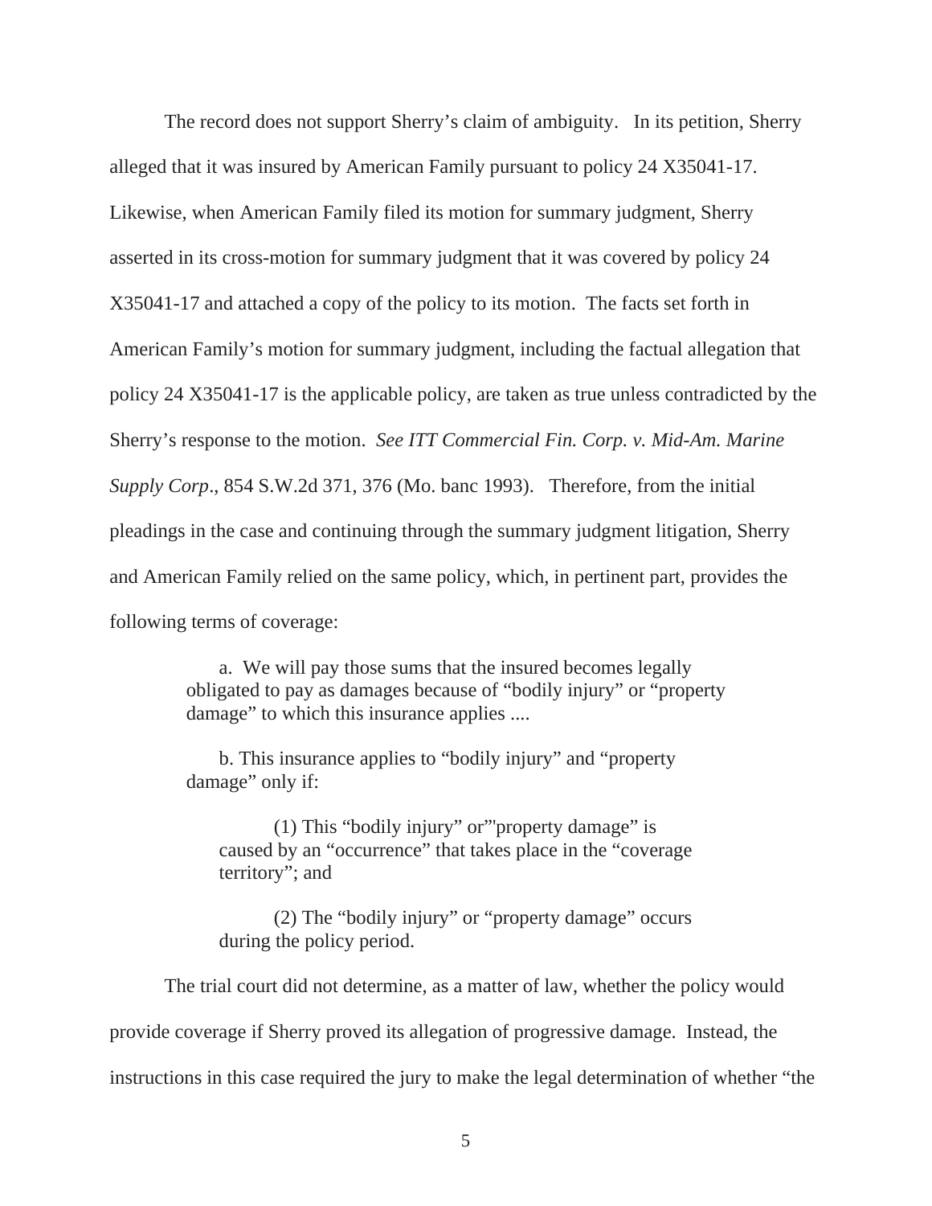The record does not support Sherry's claim of ambiguity. In its petition, Sherry alleged that it was insured by American Family pursuant to policy 24 X35041-17. Likewise, when American Family filed its motion for summary judgment, Sherry asserted in its cross-motion for summary judgment that it was covered by policy 24 X35041-17 and attached a copy of the policy to its motion. The facts set forth in American Family's motion for summary judgment, including the factual allegation that policy 24 X35041-17 is the applicable policy, are taken as true unless contradicted by the Sherry's response to the motion. *See ITT Commercial Fin. Corp. v. Mid-Am. Marine Supply Corp*., 854 S.W.2d 371, 376 (Mo. banc 1993). Therefore, from the initial pleadings in the case and continuing through the summary judgment litigation, Sherry and American Family relied on the same policy, which, in pertinent part, provides the following terms of coverage:

> a. We will pay those sums that the insured becomes legally obligated to pay as damages because of "bodily injury" or "property damage" to which this insurance applies ....
>
> b. This insurance applies to "bodily injury" and "property damage" only if:
>
> > (1) This "bodily injury" or"'property damage" is caused by an "occurrence" that takes place in the "coverage territory"; and
> >
> > (2) The "bodily injury" or "property damage" occurs during the policy period.

The trial court did not determine, as a matter of law, whether the policy would provide coverage if Sherry proved its allegation of progressive damage. Instead, the instructions in this case required the jury to make the legal determination of whether "the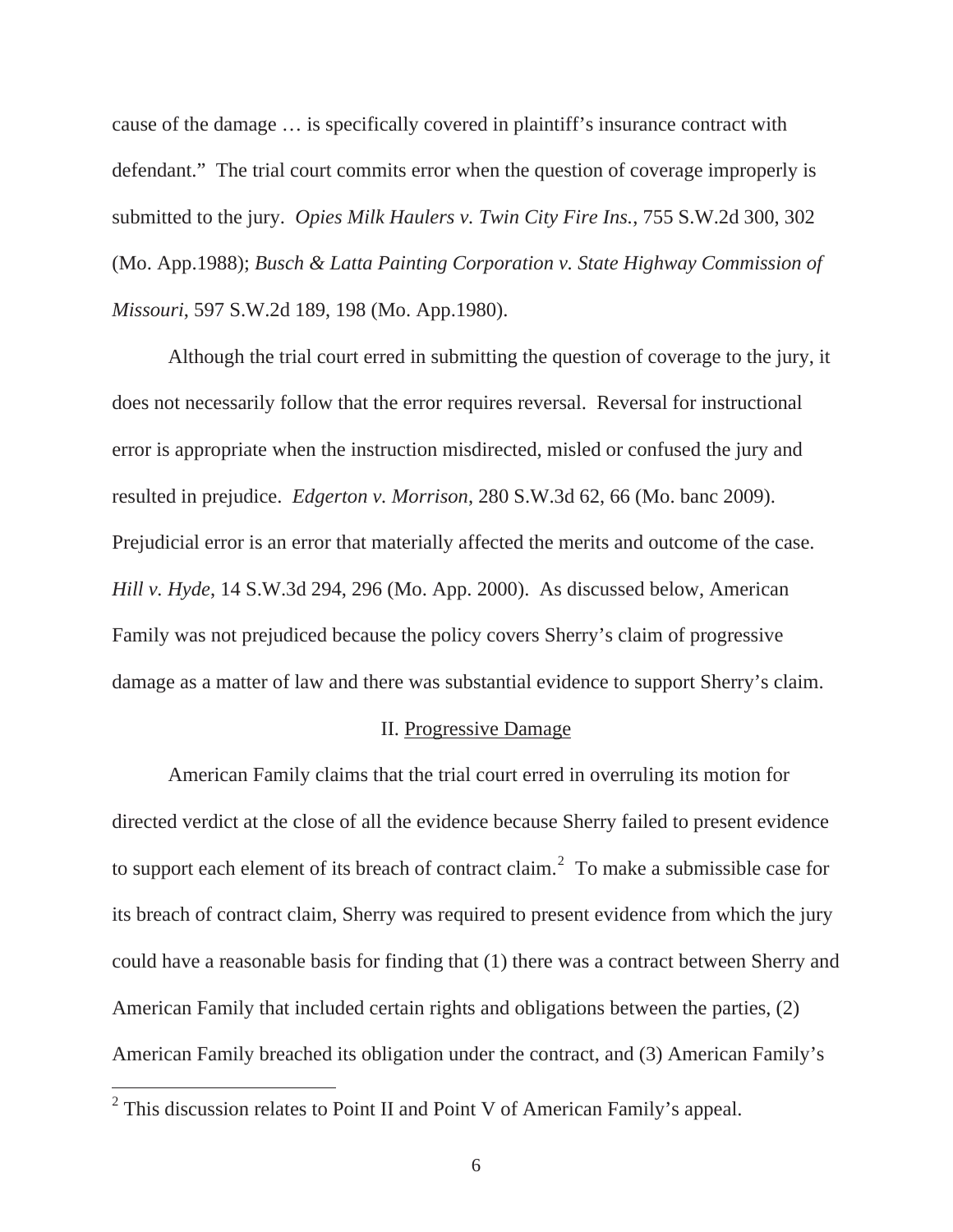cause of the damage … is specifically covered in plaintiff's insurance contract with defendant." The trial court commits error when the question of coverage improperly is submitted to the jury. *Opies Milk Haulers v. Twin City Fire Ins.*, 755 S.W.2d 300, 302 (Mo. App.1988); *Busch & Latta Painting Corporation v. State Highway Commission of Missouri*, 597 S.W.2d 189, 198 (Mo. App.1980).

Although the trial court erred in submitting the question of coverage to the jury, it does not necessarily follow that the error requires reversal. Reversal for instructional error is appropriate when the instruction misdirected, misled or confused the jury and resulted in prejudice. *Edgerton v. Morrison*, 280 S.W.3d 62, 66 (Mo. banc 2009). Prejudicial error is an error that materially affected the merits and outcome of the case. *Hill v. Hyde*, 14 S.W.3d 294, 296 (Mo. App. 2000). As discussed below, American Family was not prejudiced because the policy covers Sherry's claim of progressive damage as a matter of law and there was substantial evidence to support Sherry's claim.

## II. Progressive Damage

American Family claims that the trial court erred in overruling its motion for directed verdict at the close of all the evidence because Sherry failed to present evidence to support each element of its breach of contract claim.[2] To make a submissible case for its breach of contract claim, Sherry was required to present evidence from which the jury could have a reasonable basis for finding that (1) there was a contract between Sherry and American Family that included certain rights and obligations between the parties, (2) American Family breached its obligation under the contract, and (3) American Family's

[2] This discussion relates to Point II and Point V of American Family's appeal.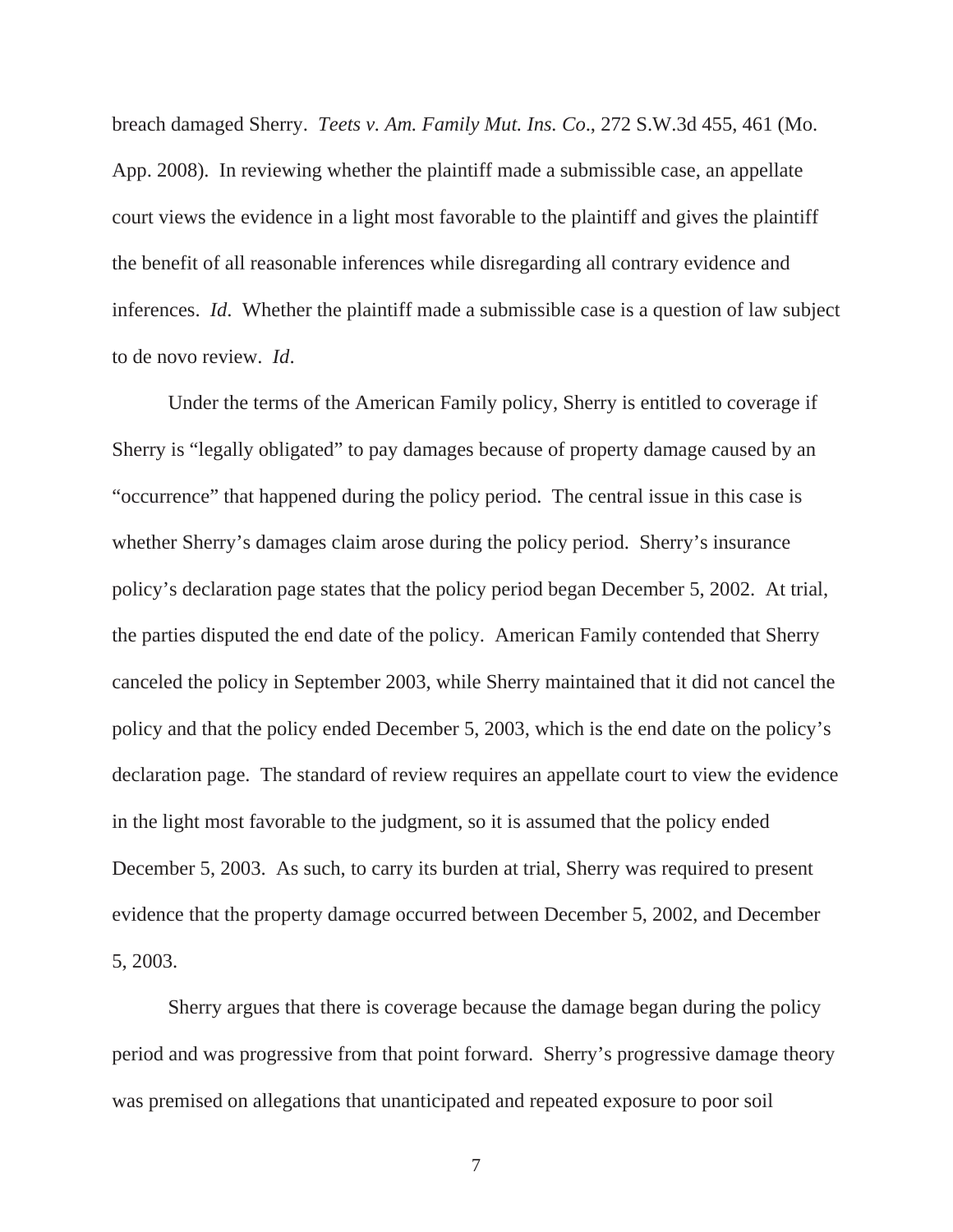breach damaged Sherry. *Teets v. Am. Family Mut. Ins. Co*., 272 S.W.3d 455, 461 (Mo. App. 2008). In reviewing whether the plaintiff made a submissible case, an appellate court views the evidence in a light most favorable to the plaintiff and gives the plaintiff the benefit of all reasonable inferences while disregarding all contrary evidence and inferences. *Id*. Whether the plaintiff made a submissible case is a question of law subject to de novo review. *Id*.

Under the terms of the American Family policy, Sherry is entitled to coverage if Sherry is "legally obligated" to pay damages because of property damage caused by an "occurrence" that happened during the policy period. The central issue in this case is whether Sherry's damages claim arose during the policy period. Sherry's insurance policy's declaration page states that the policy period began December 5, 2002. At trial, the parties disputed the end date of the policy. American Family contended that Sherry canceled the policy in September 2003, while Sherry maintained that it did not cancel the policy and that the policy ended December 5, 2003, which is the end date on the policy's declaration page. The standard of review requires an appellate court to view the evidence in the light most favorable to the judgment, so it is assumed that the policy ended December 5, 2003. As such, to carry its burden at trial, Sherry was required to present evidence that the property damage occurred between December 5, 2002, and December 5, 2003.

Sherry argues that there is coverage because the damage began during the policy period and was progressive from that point forward. Sherry's progressive damage theory was premised on allegations that unanticipated and repeated exposure to poor soil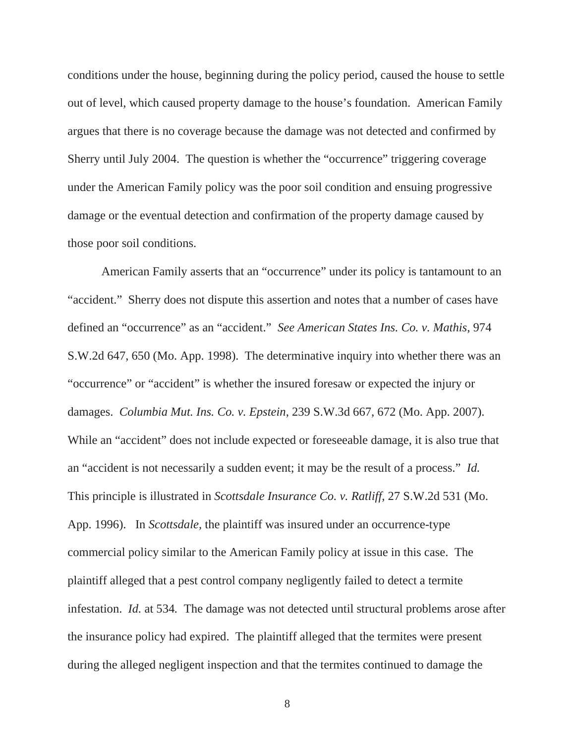conditions under the house, beginning during the policy period, caused the house to settle out of level, which caused property damage to the house's foundation. American Family argues that there is no coverage because the damage was not detected and confirmed by Sherry until July 2004. The question is whether the "occurrence" triggering coverage under the American Family policy was the poor soil condition and ensuing progressive damage or the eventual detection and confirmation of the property damage caused by those poor soil conditions.

American Family asserts that an "occurrence" under its policy is tantamount to an "accident." Sherry does not dispute this assertion and notes that a number of cases have defined an "occurrence" as an "accident." *See American States Ins. Co. v. Mathis*, 974 S.W.2d 647, 650 (Mo. App. 1998). The determinative inquiry into whether there was an "occurrence" or "accident" is whether the insured foresaw or expected the injury or damages. *Columbia Mut. Ins. Co. v. Epstein*, 239 S.W.3d 667, 672 (Mo. App. 2007). While an "accident" does not include expected or foreseeable damage, it is also true that an "accident is not necessarily a sudden event; it may be the result of a process." *Id.* This principle is illustrated in *Scottsdale Insurance Co. v. Ratliff*, 27 S.W.2d 531 (Mo. App. 1996). In *Scottsdale*, the plaintiff was insured under an occurrence-type commercial policy similar to the American Family policy at issue in this case. The plaintiff alleged that a pest control company negligently failed to detect a termite infestation. *Id.* at 534. The damage was not detected until structural problems arose after the insurance policy had expired. The plaintiff alleged that the termites were present during the alleged negligent inspection and that the termites continued to damage the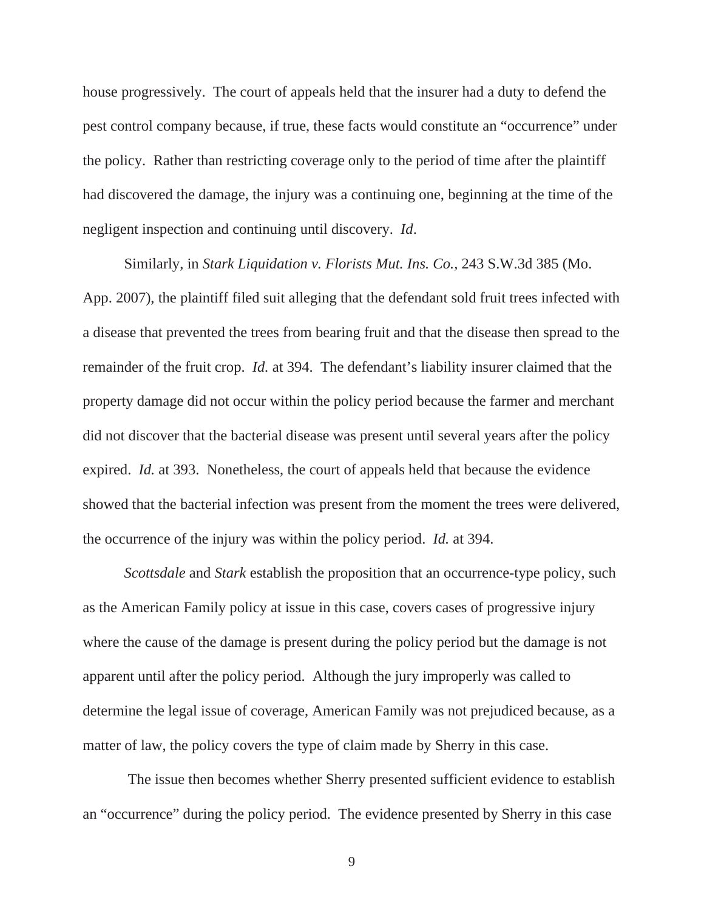house progressively. The court of appeals held that the insurer had a duty to defend the pest control company because, if true, these facts would constitute an "occurrence" under the policy. Rather than restricting coverage only to the period of time after the plaintiff had discovered the damage, the injury was a continuing one, beginning at the time of the negligent inspection and continuing until discovery. *Id*.

Similarly, in *Stark Liquidation v. Florists Mut. Ins. Co.*, 243 S.W.3d 385 (Mo. App. 2007), the plaintiff filed suit alleging that the defendant sold fruit trees infected with a disease that prevented the trees from bearing fruit and that the disease then spread to the remainder of the fruit crop. *Id.* at 394. The defendant's liability insurer claimed that the property damage did not occur within the policy period because the farmer and merchant did not discover that the bacterial disease was present until several years after the policy expired. *Id.* at 393. Nonetheless, the court of appeals held that because the evidence showed that the bacterial infection was present from the moment the trees were delivered, the occurrence of the injury was within the policy period. *Id.* at 394.

*Scottsdale* and *Stark* establish the proposition that an occurrence-type policy, such as the American Family policy at issue in this case, covers cases of progressive injury where the cause of the damage is present during the policy period but the damage is not apparent until after the policy period. Although the jury improperly was called to determine the legal issue of coverage, American Family was not prejudiced because, as a matter of law, the policy covers the type of claim made by Sherry in this case.

The issue then becomes whether Sherry presented sufficient evidence to establish an "occurrence" during the policy period. The evidence presented by Sherry in this case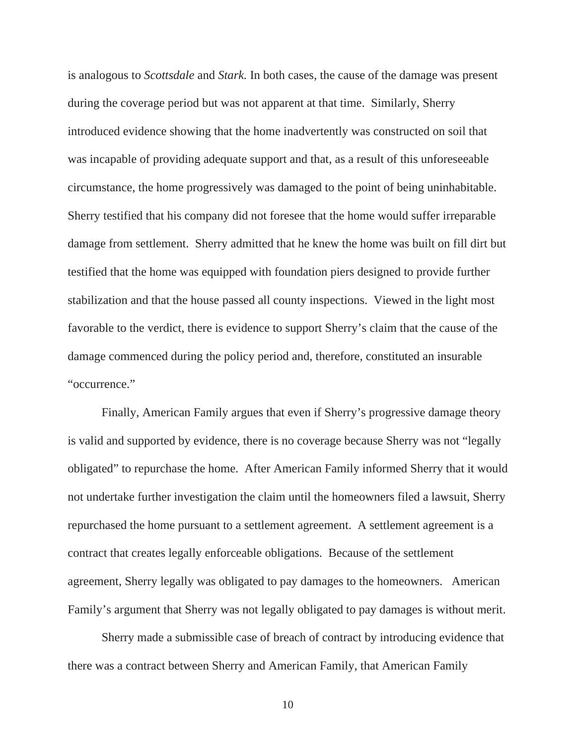is analogous to *Scottsdale* and *Stark.* In both cases, the cause of the damage was present during the coverage period but was not apparent at that time. Similarly, Sherry introduced evidence showing that the home inadvertently was constructed on soil that was incapable of providing adequate support and that, as a result of this unforeseeable circumstance, the home progressively was damaged to the point of being uninhabitable. Sherry testified that his company did not foresee that the home would suffer irreparable damage from settlement. Sherry admitted that he knew the home was built on fill dirt but testified that the home was equipped with foundation piers designed to provide further stabilization and that the house passed all county inspections. Viewed in the light most favorable to the verdict, there is evidence to support Sherry's claim that the cause of the damage commenced during the policy period and, therefore, constituted an insurable "occurrence."

Finally, American Family argues that even if Sherry's progressive damage theory is valid and supported by evidence, there is no coverage because Sherry was not "legally obligated" to repurchase the home. After American Family informed Sherry that it would not undertake further investigation the claim until the homeowners filed a lawsuit, Sherry repurchased the home pursuant to a settlement agreement. A settlement agreement is a contract that creates legally enforceable obligations. Because of the settlement agreement, Sherry legally was obligated to pay damages to the homeowners. American Family's argument that Sherry was not legally obligated to pay damages is without merit.

Sherry made a submissible case of breach of contract by introducing evidence that there was a contract between Sherry and American Family, that American Family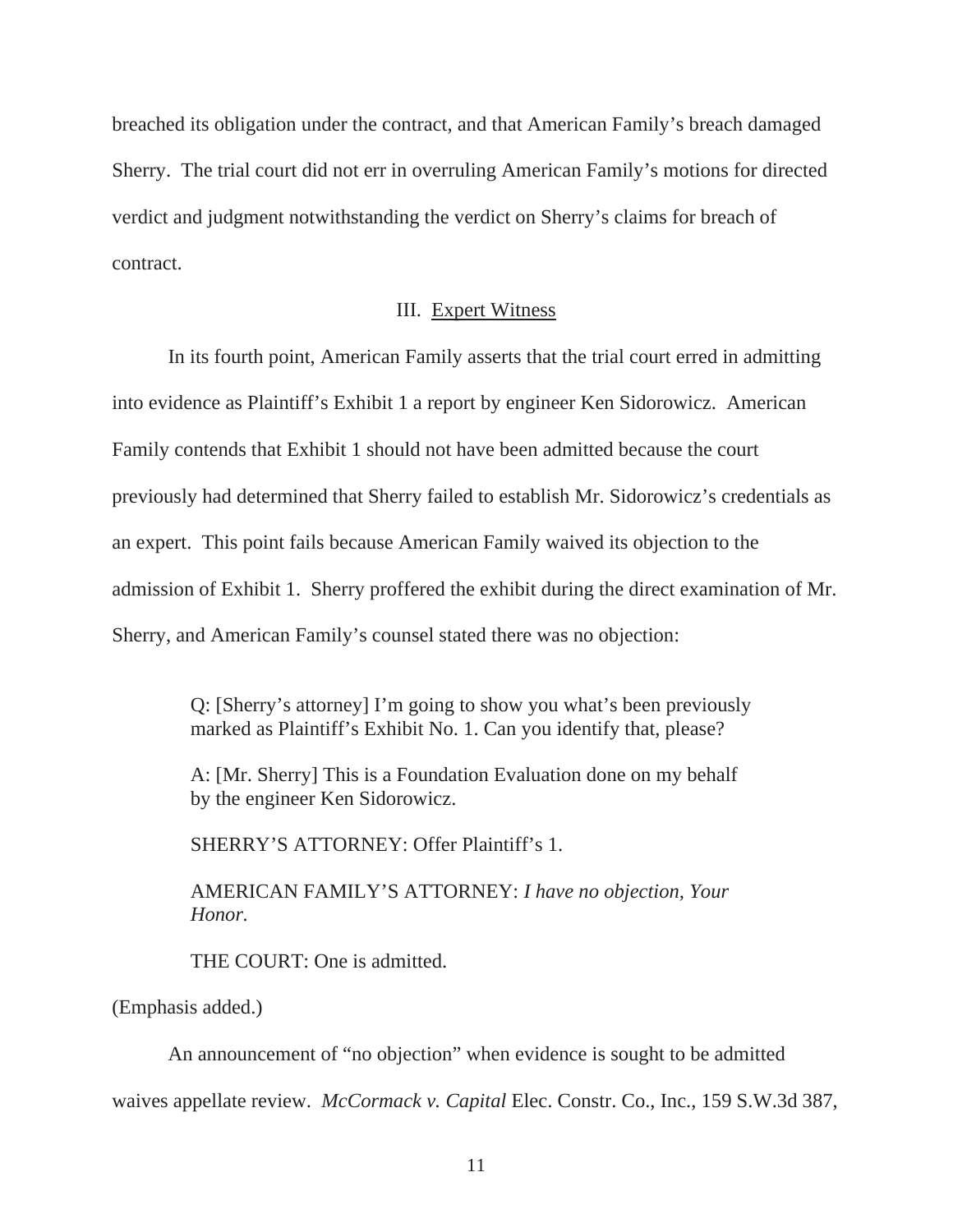breached its obligation under the contract, and that American Family's breach damaged Sherry. The trial court did not err in overruling American Family's motions for directed verdict and judgment notwithstanding the verdict on Sherry's claims for breach of contract.

## III. Expert Witness

In its fourth point, American Family asserts that the trial court erred in admitting into evidence as Plaintiff's Exhibit 1 a report by engineer Ken Sidorowicz. American Family contends that Exhibit 1 should not have been admitted because the court previously had determined that Sherry failed to establish Mr. Sidorowicz's credentials as an expert. This point fails because American Family waived its objection to the admission of Exhibit 1. Sherry proffered the exhibit during the direct examination of Mr. Sherry, and American Family's counsel stated there was no objection:

> Q: [Sherry's attorney] I'm going to show you what's been previously marked as Plaintiff's Exhibit No. 1. Can you identify that, please?
>
> A: [Mr. Sherry] This is a Foundation Evaluation done on my behalf by the engineer Ken Sidorowicz.
>
> SHERRY'S ATTORNEY: Offer Plaintiff's 1.
>
> AMERICAN FAMILY'S ATTORNEY: *I have no objection, Your Honor.*
>
> THE COURT: One is admitted.

(Emphasis added.)

An announcement of "no objection" when evidence is sought to be admitted waives appellate review. *McCormack v. Capital* Elec. Constr. Co., Inc., 159 S.W.3d 387,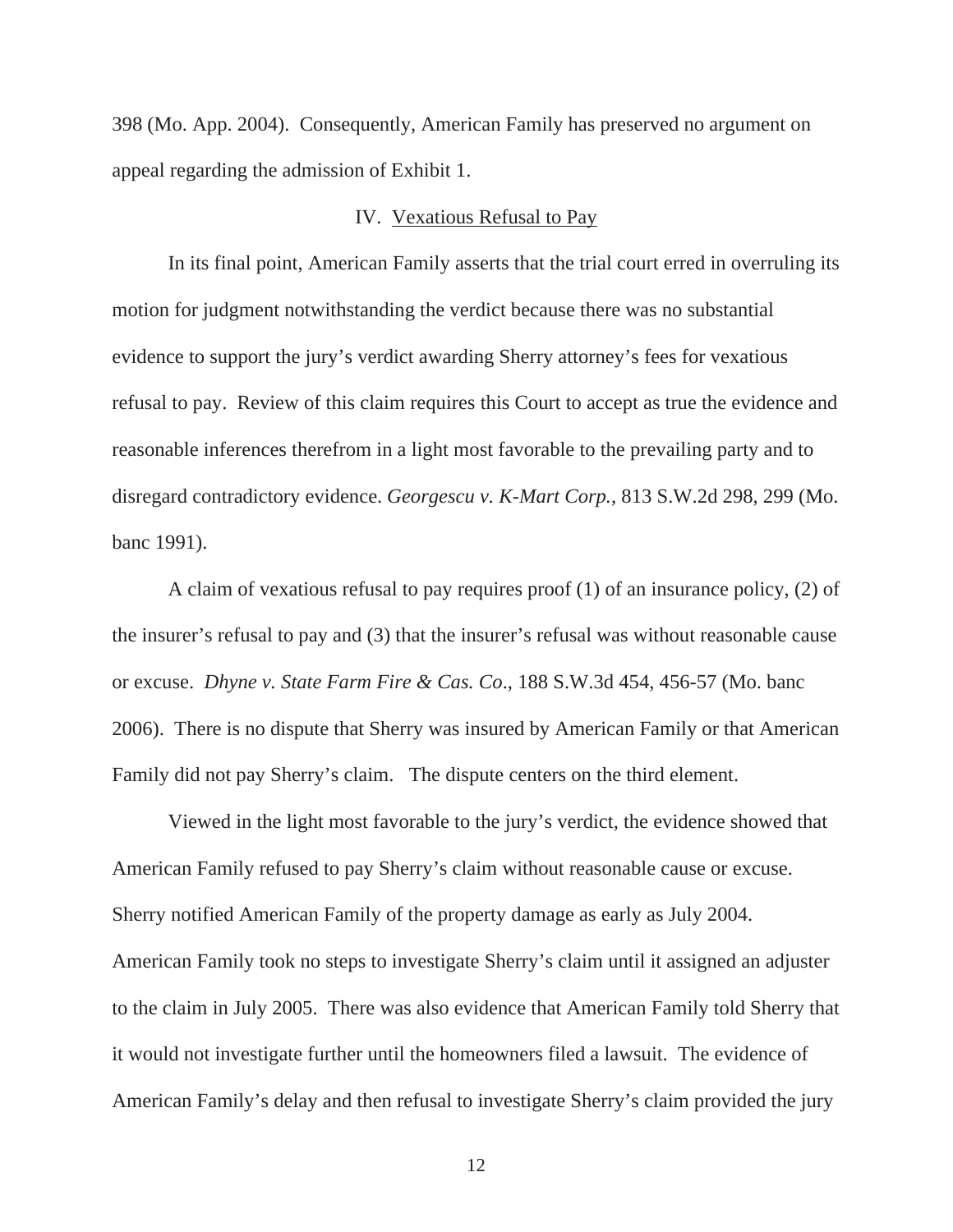398 (Mo. App. 2004). Consequently, American Family has preserved no argument on appeal regarding the admission of Exhibit 1.

## IV. Vexatious Refusal to Pay

In its final point, American Family asserts that the trial court erred in overruling its motion for judgment notwithstanding the verdict because there was no substantial evidence to support the jury's verdict awarding Sherry attorney's fees for vexatious refusal to pay. Review of this claim requires this Court to accept as true the evidence and reasonable inferences therefrom in a light most favorable to the prevailing party and to disregard contradictory evidence. *Georgescu v. K-Mart Corp.*, 813 S.W.2d 298, 299 (Mo. banc 1991).

A claim of vexatious refusal to pay requires proof (1) of an insurance policy, (2) of the insurer's refusal to pay and (3) that the insurer's refusal was without reasonable cause or excuse. *Dhyne v. State Farm Fire & Cas. Co*., 188 S.W.3d 454, 456-57 (Mo. banc 2006). There is no dispute that Sherry was insured by American Family or that American Family did not pay Sherry's claim. The dispute centers on the third element.

Viewed in the light most favorable to the jury's verdict, the evidence showed that American Family refused to pay Sherry's claim without reasonable cause or excuse. Sherry notified American Family of the property damage as early as July 2004. American Family took no steps to investigate Sherry's claim until it assigned an adjuster to the claim in July 2005. There was also evidence that American Family told Sherry that it would not investigate further until the homeowners filed a lawsuit. The evidence of American Family's delay and then refusal to investigate Sherry's claim provided the jury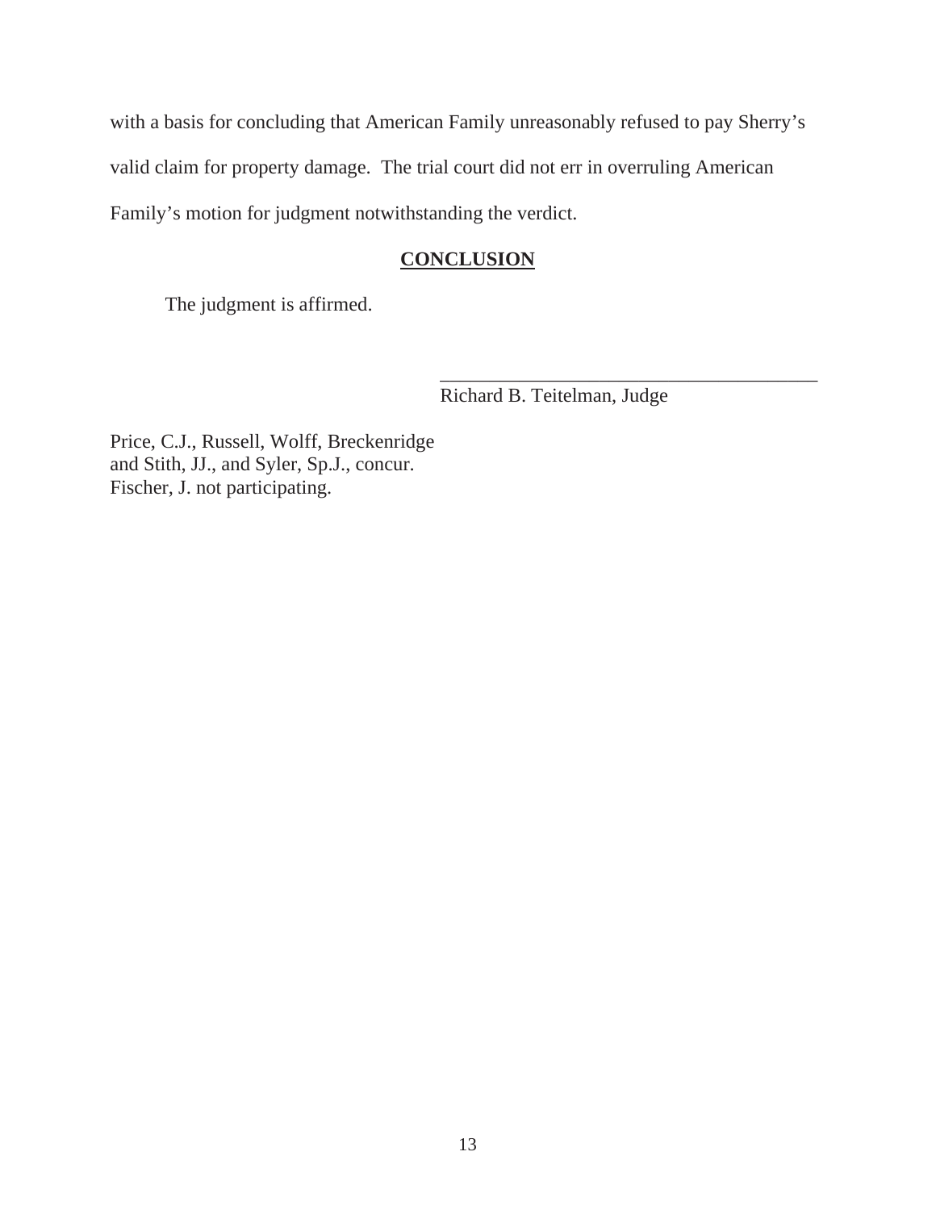with a basis for concluding that American Family unreasonably refused to pay Sherry's valid claim for property damage. The trial court did not err in overruling American Family's motion for judgment notwithstanding the verdict.

## CONCLUSION

The judgment is affirmed.

\_\_\_\_\_\_\_\_\_\_\_\_\_\_\_\_\_\_\_\_\_\_\_\_\_\_\_\_\_\_\_\_\_\_\_\_\_\_\_\_\_\_

Richard B. Teitelman, Judge

Price, C.J., Russell, Wolff, Breckenridge and Stith, JJ., and Syler, Sp.J., concur. Fischer, J. not participating.